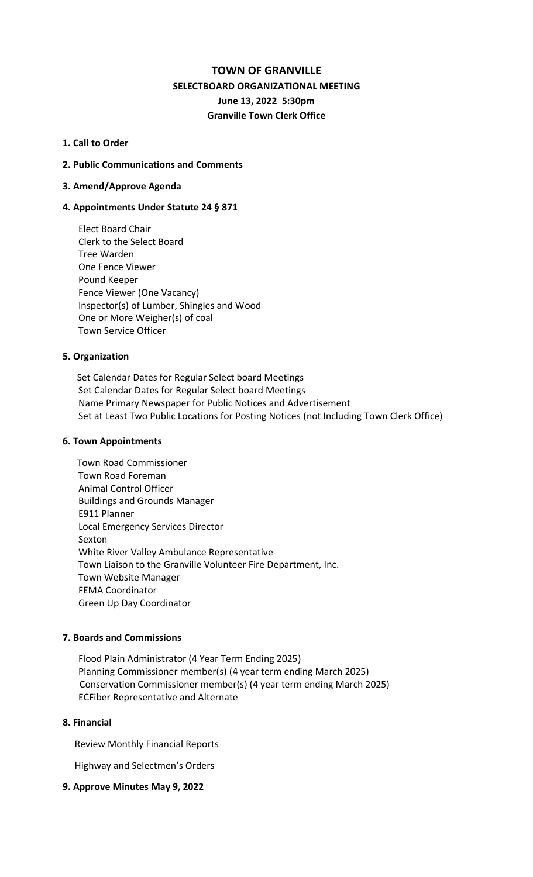# TOWN OF GRANVILLE

## SELECTBOARD ORGANIZATIONAL MEETING

**June 13, 2022 5:30pm**

**Granville Town Clerk Office**

**1. Call to Order**

**2. Public Communications and Comments**

**3. Amend/Approve Agenda**

**4. Appointments Under Statute 24 § 871**

Elect Board Chair
Clerk to the Select Board
Tree Warden
One Fence Viewer
Pound Keeper
Fence Viewer (One Vacancy)
Inspector(s) of Lumber, Shingles and Wood
One or More Weigher(s) of coal
Town Service Officer

**5. Organization**

Set Calendar Dates for Regular Select board Meetings
Set Calendar Dates for Regular Select board Meetings
Name Primary Newspaper for Public Notices and Advertisement
Set at Least Two Public Locations for Posting Notices (not Including Town Clerk Office)

**6. Town Appointments**

Town Road Commissioner
Town Road Foreman
Animal Control Officer
Buildings and Grounds Manager
E911 Planner
Local Emergency Services Director
Sexton
White River Valley Ambulance Representative
Town Liaison to the Granville Volunteer Fire Department, Inc.
Town Website Manager
FEMA Coordinator
Green Up Day Coordinator

**7. Boards and Commissions**

Flood Plain Administrator (4 Year Term Ending 2025)
Planning Commissioner member(s) (4 year term ending March 2025)
Conservation Commissioner member(s) (4 year term ending March 2025)
ECFiber Representative and Alternate

**8. Financial**

Review Monthly Financial Reports

Highway and Selectmen's Orders

**9. Approve Minutes May 9, 2022**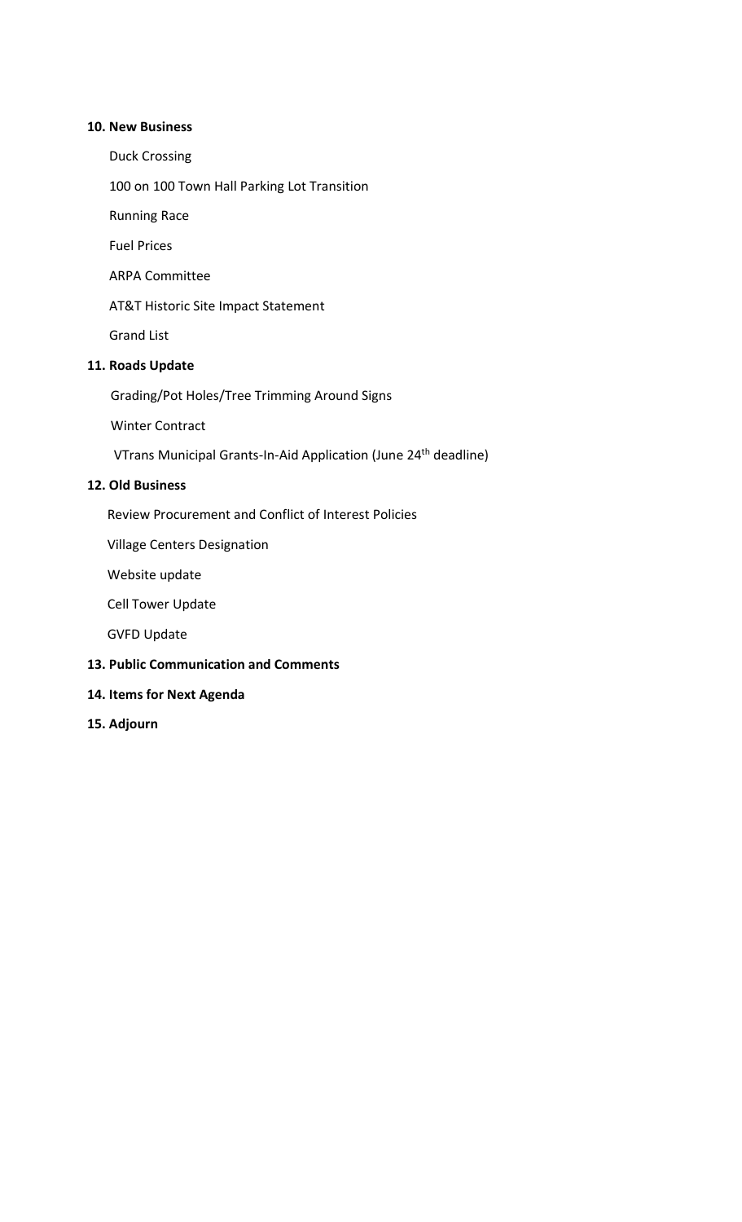**10. New Business**

Duck Crossing

100 on 100 Town Hall Parking Lot Transition

Running Race

Fuel Prices

ARPA Committee

AT&T Historic Site Impact Statement

Grand List

**11. Roads Update**

Grading/Pot Holes/Tree Trimming Around Signs

Winter Contract

VTrans Municipal Grants-In-Aid Application (June 24th deadline)

**12. Old Business**

Review Procurement and Conflict of Interest Policies

Village Centers Designation

Website update

Cell Tower Update

GVFD Update

**13. Public Communication and Comments**

**14. Items for Next Agenda**

**15. Adjourn**